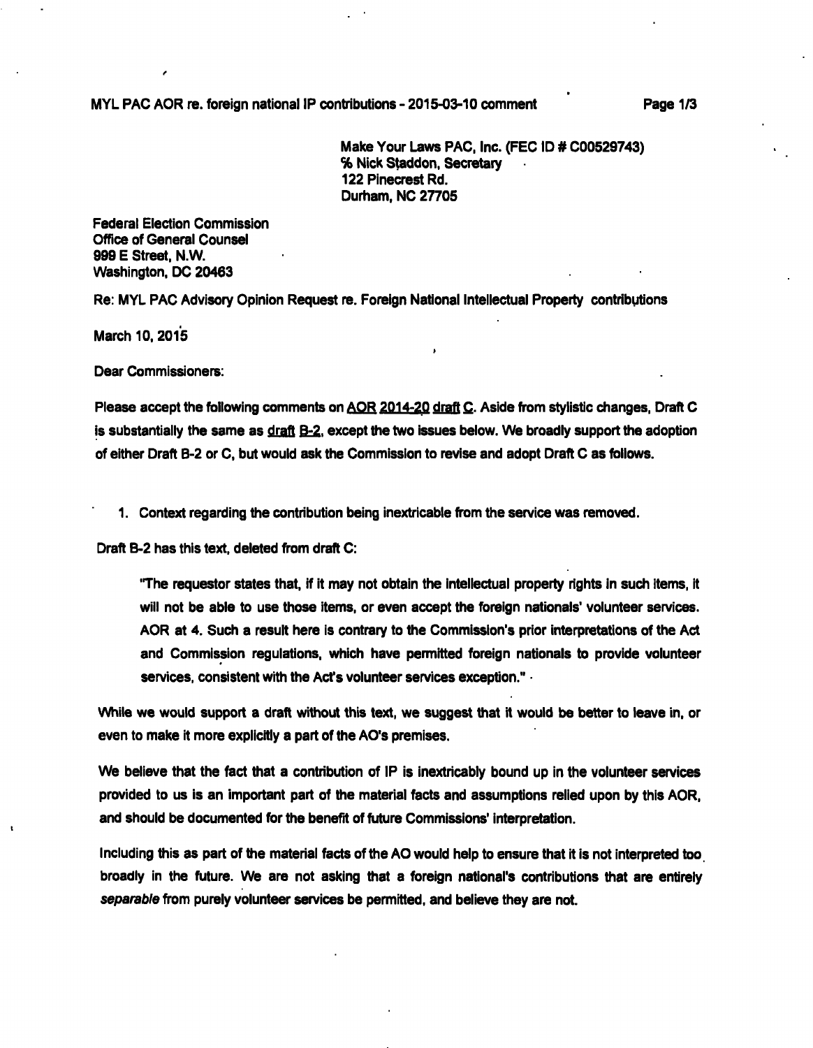Make Your Laws PAC, Inc. (FEC ID # C00529743)
% Nick Staddon, Secretary
122 Pinecrest Rd.
Durham, NC 27705

Federal Election Commission
Office of General Counsel
999 E Street, N.W.
Washington, DC 20463

Re: MYL PAC Advisory Opinion Request re. Foreign National Intellectual Property contributions

March 10, 2015

Dear Commissioners:

Please accept the following comments on AOR 2014-20 draft C. Aside from stylistic changes, Draft C is substantially the same as draft B-2, except the two issues below. We broadly support the adoption of either Draft B-2 or C, but would ask the Commission to revise and adopt Draft C as follows.

1. Context regarding the contribution being inextricable from the service was removed.

Draft B-2 has this text, deleted from draft C:

> "The requestor states that, if it may not obtain the intellectual property rights in such items, it will not be able to use those items, or even accept the foreign nationals' volunteer services. AOR at 4. Such a result here is contrary to the Commission's prior interpretations of the Act and Commission regulations, which have permitted foreign nationals to provide volunteer services, consistent with the Act's volunteer services exception."

While we would support a draft without this text, we suggest that it would be better to leave in, or even to make it more explicitly a part of the AO's premises.

We believe that the fact that a contribution of IP is inextricably bound up in the volunteer services provided to us is an important part of the material facts and assumptions relied upon by this AOR, and should be documented for the benefit of future Commissions' interpretation.

Including this as part of the material facts of the AO would help to ensure that it is not interpreted too broadly in the future. We are not asking that a foreign national's contributions that are entirely *separable* from purely volunteer services be permitted, and believe they are not.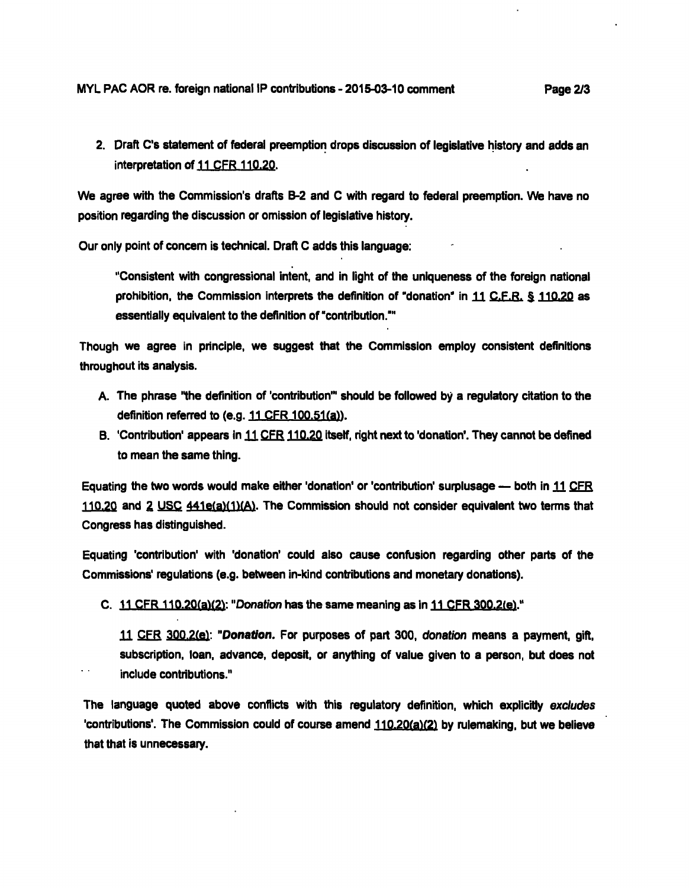2. Draft C's statement of federal preemption drops discussion of legislative history and adds an interpretation of 11 CFR 110.20.

We agree with the Commission's drafts B-2 and C with regard to federal preemption. We have no position regarding the discussion or omission of legislative history.

Our only point of concern is technical. Draft C adds this language:

> "Consistent with congressional intent, and in light of the uniqueness of the foreign national prohibition, the Commission interprets the definition of "donation" in 11 C.F.R. § 110.20 as essentially equivalent to the definition of "contribution.""

Though we agree in principle, we suggest that the Commission employ consistent definitions throughout its analysis.

A. The phrase "the definition of 'contribution'" should be followed by a regulatory citation to the definition referred to (e.g. 11 CFR 100.51(a)).

B. 'Contribution' appears in 11 CFR 110.20 itself, right next to 'donation'. They cannot be defined to mean the same thing.

Equating the two words would make either 'donation' or 'contribution' surplusage — both in 11 CFR 110.20 and 2 USC 441e(a)(1)(A). The Commission should not consider equivalent two terms that Congress has distinguished.

Equating 'contribution' with 'donation' could also cause confusion regarding other parts of the Commissions' regulations (e.g. between in-kind contributions and monetary donations).

C. 11 CFR 110.20(a)(2): "*Donation* has the same meaning as in 11 CFR 300.2(e)."

> 11 CFR 300.2(e): "***Donation.*** For purposes of part 300, *donation* means a payment, gift, subscription, loan, advance, deposit, or anything of value given to a person, but does not include contributions."

The language quoted above conflicts with this regulatory definition, which explicitly *excludes* 'contributions'. The Commission could of course amend 110.20(a)(2) by rulemaking, but we believe that that is unnecessary.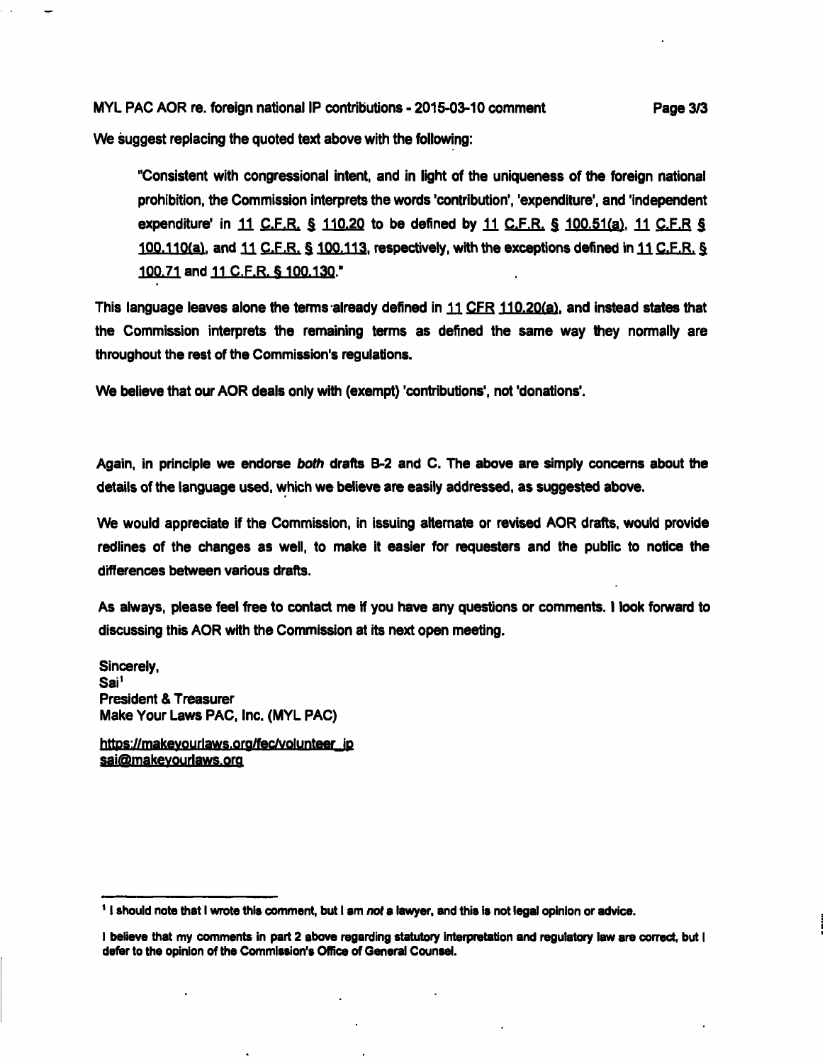We suggest replacing the quoted text above with the following:

> "Consistent with congressional intent, and in light of the uniqueness of the foreign national prohibition, the Commission interprets the words 'contribution', 'expenditure', and 'independent expenditure' in 11 C.F.R. § 110.20 to be defined by 11 C.F.R. § 100.51(a), 11 C.F.R § 100.110(a), and 11 C.F.R. § 100.113, respectively, with the exceptions defined in 11 C.F.R. § 100.71 and 11 C.F.R. § 100.130."

This language leaves alone the terms already defined in 11 CFR 110.20(a), and instead states that the Commission interprets the remaining terms as defined the same way they normally are throughout the rest of the Commission's regulations.

We believe that our AOR deals only with (exempt) 'contributions', not 'donations'.

Again, in principle we endorse *both* drafts B-2 and C. The above are simply concerns about the details of the language used, which we believe are easily addressed, as suggested above.

We would appreciate if the Commission, in issuing alternate or revised AOR drafts, would provide redlines of the changes as well, to make it easier for requesters and the public to notice the differences between various drafts.

As always, please feel free to contact me if you have any questions or comments. I look forward to discussing this AOR with the Commission at its next open meeting.

Sincerely,
Sai[1]
President & Treasurer
Make Your Laws PAC, Inc. (MYL PAC)

https://makeyourlaws.org/fec/volunteer_ip
sai@makeyourlaws.org

---

[1] I should note that I wrote this comment, but I am *not* a lawyer, and this is not legal opinion or advice.

I believe that my comments in part 2 above regarding statutory interpretation and regulatory law are correct, but I defer to the opinion of the Commission's Office of General Counsel.